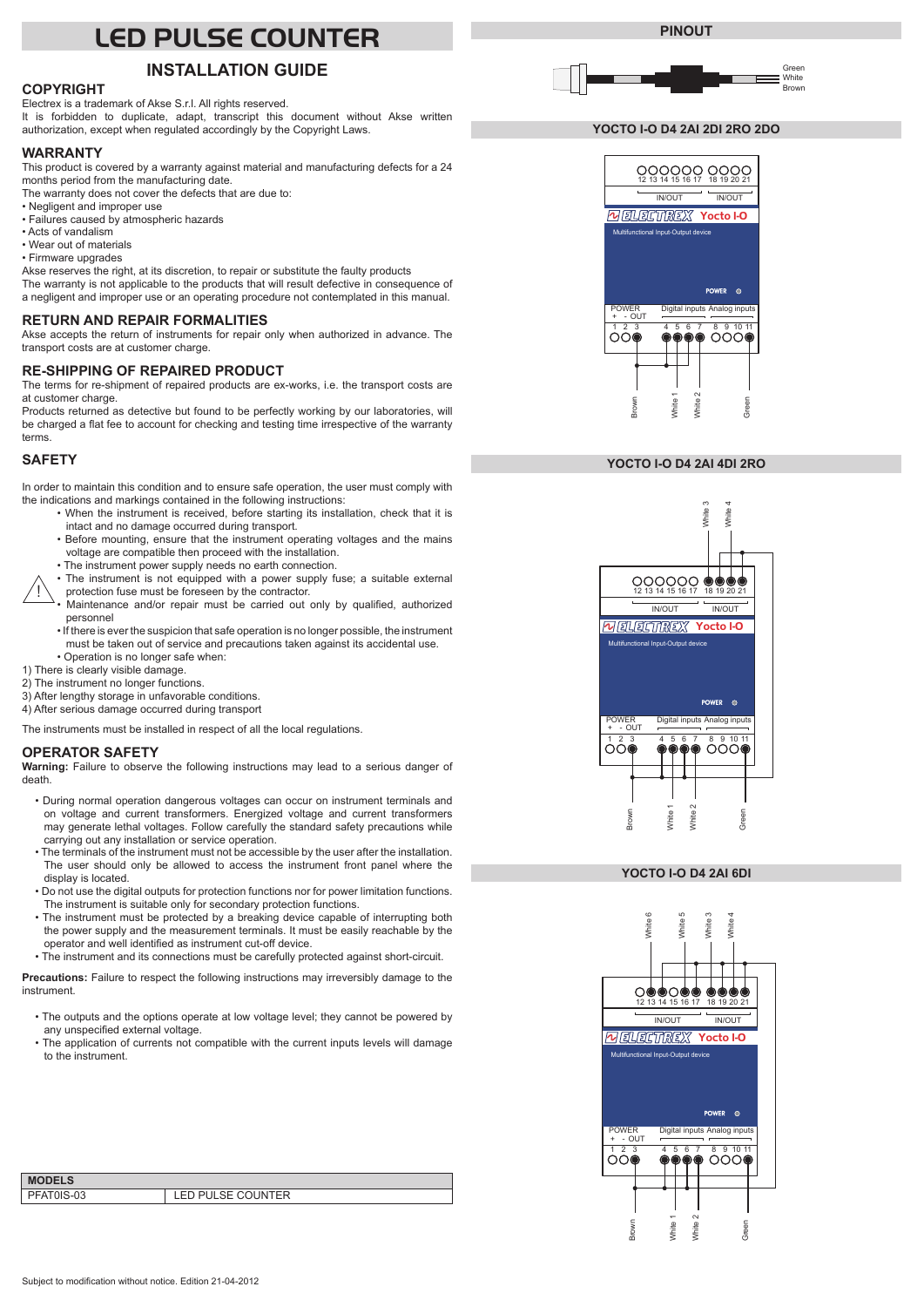# LED PULSE COUNTER

## INSTALLATION GUIDE

### COPYRIGHT

Electrex is a trademark of Akse S.r.l. All rights reserved.
It is forbidden to duplicate, adapt, transcript this document without Akse written authorization, except when regulated accordingly by the Copyright Laws.

### WARRANTY

This product is covered by a warranty against material and manufacturing defects for a 24 months period from the manufacturing date.
The warranty does not cover the defects that are due to:

- Negligent and improper use
- Failures caused by atmospheric hazards
- Acts of vandalism
- Wear out of materials
- Firmware upgrades

Akse reserves the right, at its discretion, to repair or substitute the faulty products
The warranty is not applicable to the products that will result defective in consequence of a negligent and improper use or an operating procedure not contemplated in this manual.

### RETURN AND REPAIR FORMALITIES

Akse accepts the return of instruments for repair only when authorized in advance. The transport costs are at customer charge.

### RE-SHIPPING OF REPAIRED PRODUCT

The terms for re-shipment of repaired products are ex-works, i.e. the transport costs are at customer charge.
Products returned as detective but found to be perfectly working by our laboratories, will be charged a flat fee to account for checking and testing time irrespective of the warranty terms.

### SAFETY

In order to maintain this condition and to ensure safe operation, the user must comply with the indications and markings contained in the following instructions:

- When the instrument is received, before starting its installation, check that it is intact and no damage occurred during transport.
- Before mounting, ensure that the instrument operating voltages and the mains voltage are compatible then proceed with the installation.
- The instrument power supply needs no earth connection.
- The instrument is not equipped with a power supply fuse; a suitable external protection fuse must be foreseen by the contractor.
- Maintenance and/or repair must be carried out only by qualified, authorized personnel
- If there is ever the suspicion that safe operation is no longer possible, the instrument must be taken out of service and precautions taken against its accidental use.
- Operation is no longer safe when:

1) There is clearly visible damage.
2) The instrument no longer functions.
3) After lengthy storage in unfavorable conditions.
4) After serious damage occurred during transport

The instruments must be installed in respect of all the local regulations.

### OPERATOR SAFETY

**Warning:** Failure to observe the following instructions may lead to a serious danger of death.

- During normal operation dangerous voltages can occur on instrument terminals and on voltage and current transformers. Energized voltage and current transformers may generate lethal voltages. Follow carefully the standard safety precautions while carrying out any installation or service operation.
- The terminals of the instrument must not be accessible by the user after the installation. The user should only be allowed to access the instrument front panel where the display is located.
- Do not use the digital outputs for protection functions nor for power limitation functions. The instrument is suitable only for secondary protection functions.
- The instrument must be protected by a breaking device capable of interrupting both the power supply and the measurement terminals. It must be easily reachable by the operator and well identified as instrument cut-off device.
- The instrument and its connections must be carefully protected against short-circuit.

**Precautions:** Failure to respect the following instructions may irreversibly damage to the instrument.

- The outputs and the options operate at low voltage level; they cannot be powered by any unspecified external voltage.
- The application of currents not compatible with the current inputs levels will damage to the instrument.

| MODELS | |
|---|---|
| PFAT0IS-03 | LED PULSE COUNTER |

Subject to modification without notice. Edition 21-04-2012

## PINOUT

Green
White
Brown

### YOCTO I-O D4 2AI 2DI 2RO 2DO

12 13 14 15 16 17 18 19 20 21
IN/OUT IN/OUT
ELECTREX Yocto I-O
Multifunctional Input-Output device
POWER
POWER + - OUT | Digital inputs | Analog inputs
1 2 3 4 5 6 7 8 9 10 11
Brown, White 1, White 2, Green

### YOCTO I-O D4 2AI 4DI 2RO

White 3, White 4
12 13 14 15 16 17 18 19 20 21
IN/OUT IN/OUT
ELECTREX Yocto I-O
Multifunctional Input-Output device
POWER
POWER + - OUT | Digital inputs | Analog inputs
1 2 3 4 5 6 7 8 9 10 11
Brown, White 1, White 2, Green

### YOCTO I-O D4 2AI 6DI

White 6, White 5, White 3, White 4
12 13 14 15 16 17 18 19 20 21
IN/OUT IN/OUT
ELECTREX Yocto I-O
Multifunctional Input-Output device
POWER
POWER + - OUT | Digital inputs | Analog inputs
1 2 3 4 5 6 7 8 9 10 11
Brown, White 1, White 2, Green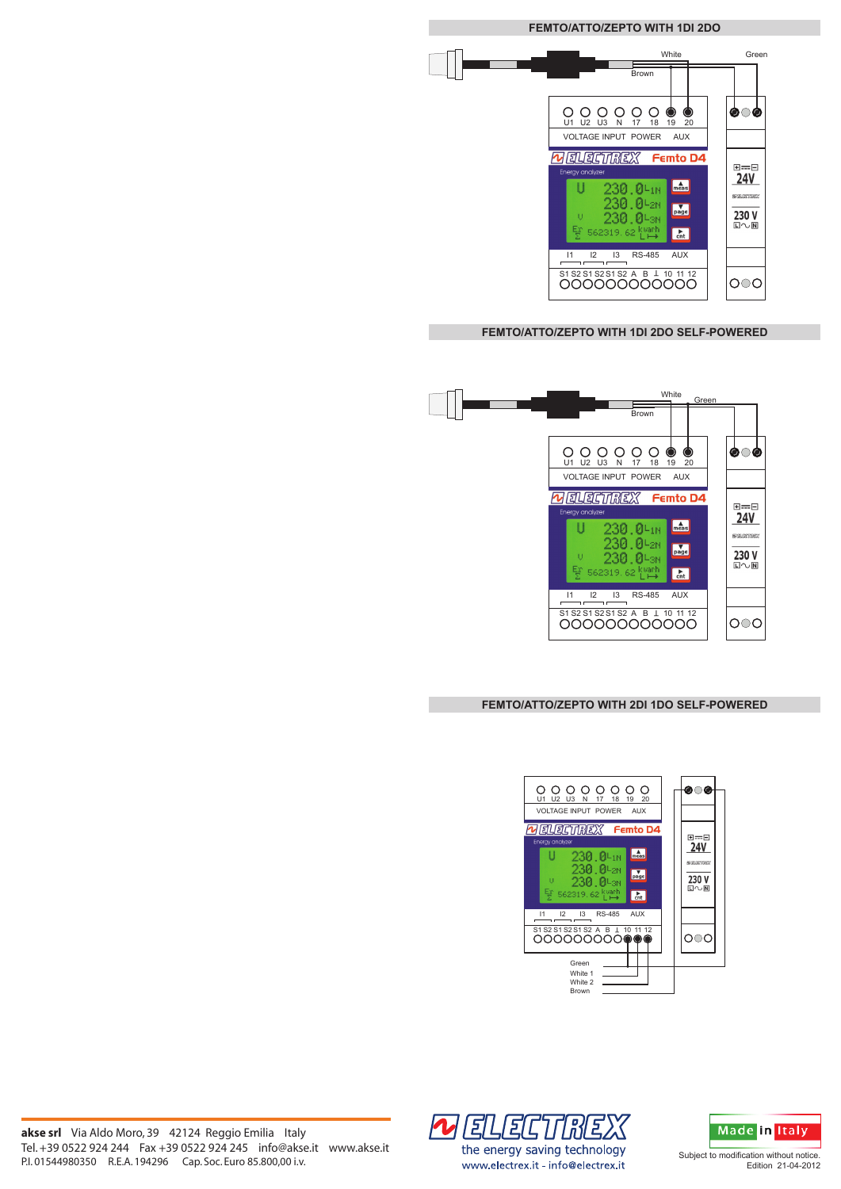## FEMTO/ATTO/ZEPTO WITH 1DI 2DO

White
Green
Brown

U1 U2 U3 N 17 18 19 20

VOLTAGE INPUT POWER AUX

ELECTREX Femto D4

Energy analyzer

I1 I2 I3 RS-485 AUX

S1 S2 S1 S2 S1 S2 A B ⊥ 10 11 12

24V

230 V

## FEMTO/ATTO/ZEPTO WITH 1DI 2DO SELF-POWERED

White
Green
Brown

U1 U2 U3 N 17 18 19 20

VOLTAGE INPUT POWER AUX

ELECTREX Femto D4

Energy analyzer

I1 I2 I3 RS-485 AUX

S1 S2 S1 S2 S1 S2 A B ⊥ 10 11 12

24V

230 V

## FEMTO/ATTO/ZEPTO WITH 2DI 1DO SELF-POWERED

U1 U2 U3 N 17 18 19 20

VOLTAGE INPUT POWER AUX

ELECTREX Femto D4

Energy analyzer

I1 I2 I3 RS-485 AUX

S1 S2 S1 S2 S1 S2 A B ⊥ 10 11 12

24V

230 V

Green
White 1
White 2
Brown

**akse srl** Via Aldo Moro, 39 42124 Reggio Emilia Italy
Tel. +39 0522 924 244 Fax +39 0522 924 245 info@akse.it www.akse.it
P.I. 01544980350 R.E.A. 194296 Cap. Soc. Euro 85.800,00 i.v.

ELECTREX
the energy saving technology
www.electrex.it - info@electrex.it

Made in Italy

Subject to modification without notice.
Edition 21-04-2012